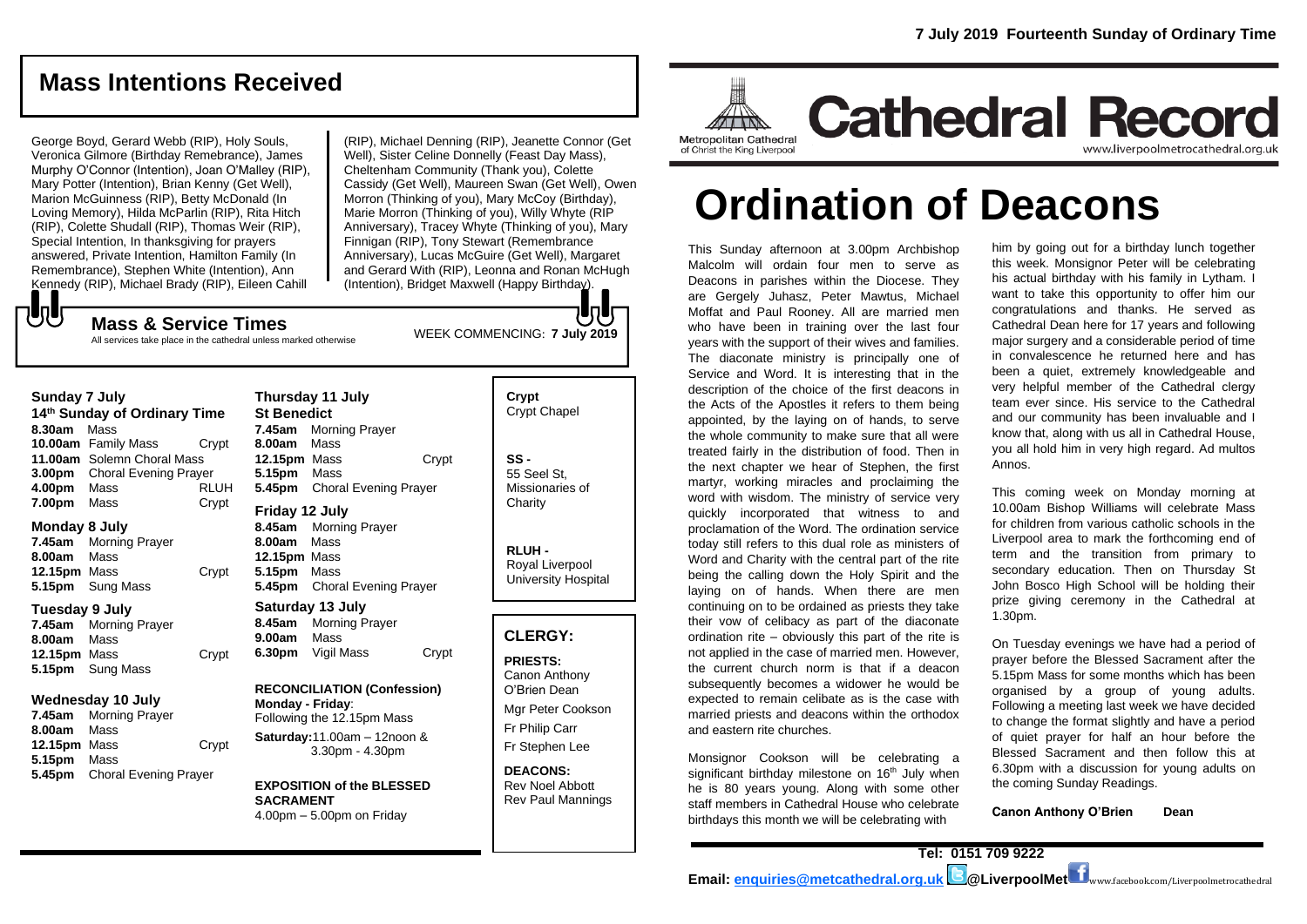7 July 2019 Fourteenth Sunday of Ordinary Time

## Mass Intentions Received

George Boyd, Gerard Webb (RIP), Holy Souls, Veronica Gilmore (Birthday Remebrance), James Murphy O'Connor (Intention), Joan O'Malley (RIP), Mary Potter (Intention), Brian Kenny (Get Well), Marion McGuinness (RIP), Betty McDonald (In Loving Memory), Hilda McParlin (RIP), Rita Hitch (RIP), Colette Shudall (RIP), Thomas Weir (RIP), Special Intention, In thanksgiving for prayers answered, Private Intention, Hamilton Family (In Remembrance), Stephen White (Intention), Ann Kennedy (RIP), Michael Brady (RIP), Eileen Cahill (RIP), Michael Denning (RIP), Jeanette Connor (Get Well), Sister Celine Donnelly (Feast Day Mass), Cheltenham Community (Thank you), Colette Cassidy (Get Well), Maureen Swan (Get Well), Owen Morron (Thinking of you), Mary McCoy (Birthday), Marie Morron (Thinking of you), Willy Whyte (RIP Anniversary), Tracey Whyte (Thinking of you), Mary Finnigan (RIP), Tony Stewart (Remembrance Anniversary), Lucas McGuire (Get Well), Margaret and Gerard With (RIP), Leonna and Ronan McHugh (Intention), Bridget Maxwell (Happy Birthday).

### Mass & Service Times

All services take place in the cathedral unless marked otherwise

WEEK COMMENCING: **7 July 2019**

**Sunday 7 July**
**14th Sunday of Ordinary Time**
**8.30am** Mass
**10.00am** Family Mass Crypt
**11.00am** Solemn Choral Mass
**3.00pm** Choral Evening Prayer
**4.00pm** Mass RLUH
**7.00pm** Mass Crypt

**Monday 8 July**
**7.45am** Morning Prayer
**8.00am** Mass
**12.15pm** Mass Crypt
**5.15pm** Sung Mass

**Tuesday 9 July**
**7.45am** Morning Prayer
**8.00am** Mass
**12.15pm** Mass Crypt
**5.15pm** Sung Mass

**Wednesday 10 July**
**7.45am** Morning Prayer
**8.00am** Mass
**12.15pm** Mass Crypt
**5.15pm** Mass
**5.45pm** Choral Evening Prayer

**Thursday 11 July**
**St Benedict**
**7.45am** Morning Prayer
**8.00am** Mass
**12.15pm** Mass Crypt
**5.15pm** Mass
**5.45pm** Choral Evening Prayer

**Friday 12 July**
**8.45am** Morning Prayer
**8.00am** Mass
**12.15pm** Mass
**5.15pm** Mass
**5.45pm** Choral Evening Prayer

**Saturday 13 July**
**8.45am** Morning Prayer
**9.00am** Mass
**6.30pm** Vigil Mass Crypt

**RECONCILIATION (Confession)**
**Monday - Friday**: Following the 12.15pm Mass
**Saturday:** 11.00am – 12noon & 3.30pm - 4.30pm

**EXPOSITION of the BLESSED SACRAMENT**
4.00pm – 5.00pm on Friday

**Crypt**
Crypt Chapel

**SS -**
55 Seel St, Missionaries of Charity

**RLUH -**
Royal Liverpool University Hospital

### CLERGY:

**PRIESTS:**
Canon Anthony O'Brien Dean
Mgr Peter Cookson
Fr Philip Carr
Fr Stephen Lee

**DEACONS:**
Rev Noel Abbott
Rev Paul Mannings

Metropolitan Cathedral of Christ the King Liverpool

# Cathedral Record

www.liverpoolmetrocathedral.org.uk

# Ordination of Deacons

This Sunday afternoon at 3.00pm Archbishop Malcolm will ordain four men to serve as Deacons in parishes within the Diocese. They are Gergely Juhasz, Peter Mawtus, Michael Moffat and Paul Rooney. All are married men who have been in training over the last four years with the support of their wives and families. The diaconate ministry is principally one of Service and Word. It is interesting that in the description of the choice of the first deacons in the Acts of the Apostles it refers to them being appointed, by the laying on of hands, to serve the whole community to make sure that all were treated fairly in the distribution of food. Then in the next chapter we hear of Stephen, the first martyr, working miracles and proclaiming the word with wisdom. The ministry of service very quickly incorporated that witness to and proclamation of the Word. The ordination service today still refers to this dual role as ministers of Word and Charity with the central part of the rite being the calling down the Holy Spirit and the laying on of hands. When there are men continuing on to be ordained as priests they take their vow of celibacy as part of the diaconate ordination rite – obviously this part of the rite is not applied in the case of married men. However, the current church norm is that if a deacon subsequently becomes a widower he would be expected to remain celibate as is the case with married priests and deacons within the orthodox and eastern rite churches.

Monsignor Cookson will be celebrating a significant birthday milestone on 16th July when he is 80 years young. Along with some other staff members in Cathedral House who celebrate birthdays this month we will be celebrating with him by going out for a birthday lunch together this week. Monsignor Peter will be celebrating his actual birthday with his family in Lytham. I want to take this opportunity to offer him our congratulations and thanks. He served as Cathedral Dean here for 17 years and following major surgery and a considerable period of time in convalescence he returned here and has been a quiet, extremely knowledgeable and very helpful member of the Cathedral clergy team ever since. His service to the Cathedral and our community has been invaluable and I know that, along with us all in Cathedral House, you all hold him in very high regard. Ad multos Annos.

This coming week on Monday morning at 10.00am Bishop Williams will celebrate Mass for children from various catholic schools in the Liverpool area to mark the forthcoming end of term and the transition from primary to secondary education. Then on Thursday St John Bosco High School will be holding their prize giving ceremony in the Cathedral at 1.30pm.

On Tuesday evenings we have had a period of prayer before the Blessed Sacrament after the 5.15pm Mass for some months which has been organised by a group of young adults. Following a meeting last week we have decided to change the format slightly and have a period of quiet prayer for half an hour before the Blessed Sacrament and then follow this at 6.30pm with a discussion for young adults on the coming Sunday Readings.

**Canon Anthony O'Brien Dean**

**Tel: 0151 709 9222**
**Email: enquiries@metcathedral.org.uk @LiverpoolMet** www.facebook.com/Liverpoolmetrocathedral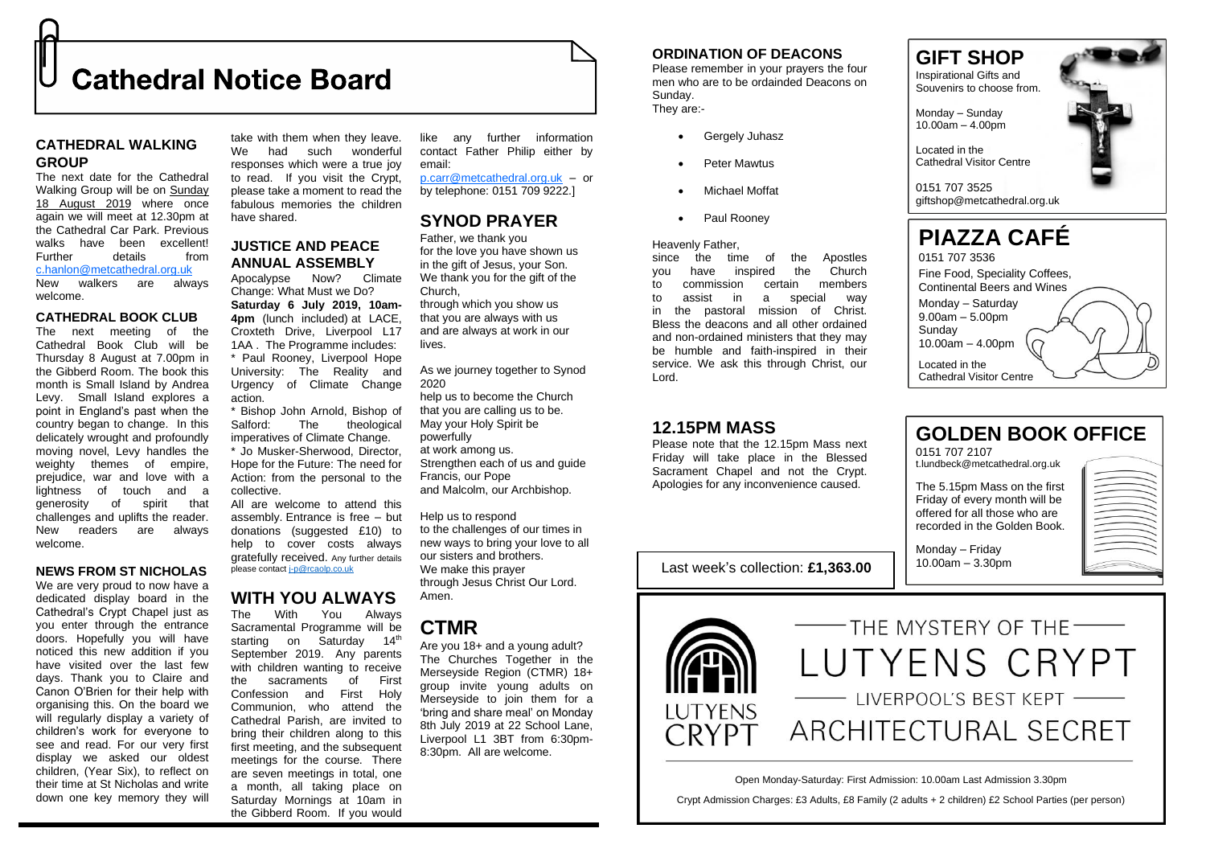# Cathedral Notice Board

## CATHEDRAL WALKING GROUP

The next date for the Cathedral Walking Group will be on Sunday 18 August 2019 where once again we will meet at 12.30pm at the Cathedral Car Park. Previous walks have been excellent! Further details from c.hanlon@metcathedral.org.uk New walkers are always welcome.

## CATHEDRAL BOOK CLUB

The next meeting of the Cathedral Book Club will be Thursday 8 August at 7.00pm in the Gibberd Room. The book this month is Small Island by Andrea Levy. Small Island explores a point in England's past when the country began to change. In this delicately wrought and profoundly moving novel, Levy handles the weighty themes of empire, prejudice, war and love with a lightness of touch and a generosity of spirit that challenges and uplifts the reader. New readers are always welcome.

## NEWS FROM ST NICHOLAS

We are very proud to now have a dedicated display board in the Cathedral's Crypt Chapel just as you enter through the entrance doors. Hopefully you will have noticed this new addition if you have visited over the last few days. Thank you to Claire and Canon O'Brien for their help with organising this. On the board we will regularly display a variety of children's work for everyone to see and read. For our very first display we asked our oldest children, (Year Six), to reflect on their time at St Nicholas and write down one key memory they will take with them when they leave. We had such wonderful responses which were a true joy to read. If you visit the Crypt, please take a moment to read the fabulous memories the children have shared.

## JUSTICE AND PEACE ANNUAL ASSEMBLY

Apocalypse Now? Climate Change: What Must we Do?
**Saturday 6 July 2019, 10am-4pm** (lunch included) at LACE, Croxteth Drive, Liverpool L17 1AA . The Programme includes:
* Paul Rooney, Liverpool Hope University: The Reality and Urgency of Climate Change action.
* Bishop John Arnold, Bishop of Salford: The theological imperatives of Climate Change.
* Jo Musker-Sherwood, Director, Hope for the Future: The need for Action: from the personal to the collective.

All are welcome to attend this assembly. Entrance is free – but donations (suggested £10) to help to cover costs always gratefully received. Any further details please contact j-p@rcaolp.co.uk

## WITH YOU ALWAYS

The With You Always Sacramental Programme will be starting on Saturday 14th September 2019. Any parents with children wanting to receive the sacraments of First Confession and First Holy Communion, who attend the Cathedral Parish, are invited to bring their children along to this first meeting, and the subsequent meetings for the course. There are seven meetings in total, one a month, all taking place on Saturday Mornings at 10am in the Gibberd Room. If you would like any further information contact Father Philip either by email: p.carr@metcathedral.org.uk – or by telephone: 0151 709 9222.]

## SYNOD PRAYER

Father, we thank you
for the love you have shown us
in the gift of Jesus, your Son.
We thank you for the gift of the Church,
through which you show us
that you are always with us
and are always at work in our lives.

As we journey together to Synod 2020
help us to become the Church
that you are calling us to be.
May your Holy Spirit be powerfully
at work among us.
Strengthen each of us and guide
Francis, our Pope
and Malcolm, our Archbishop.

Help us to respond
to the challenges of our times in
new ways to bring your love to all
our sisters and brothers.
We make this prayer
through Jesus Christ Our Lord.
Amen.

## CTMR

Are you 18+ and a young adult? The Churches Together in the Merseyside Region (CTMR) 18+ group invite young adults on Merseyside to join them for a 'bring and share meal' on Monday 8th July 2019 at 22 School Lane, Liverpool L1 3BT from 6:30pm-8:30pm. All are welcome.

## ORDINATION OF DEACONS

Please remember in your prayers the four men who are to be ordainded Deacons on Sunday.
They are:-

- Gergely Juhasz
- Peter Mawtus
- Michael Moffat
- Paul Rooney

Heavenly Father,
since the time of the Apostles you have inspired the Church to commission certain members to assist in a special way in the pastoral mission of Christ. Bless the deacons and all other ordained and non-ordained ministers that they may be humble and faith-inspired in their service. We ask this through Christ, our Lord.

## 12.15PM MASS

Please note that the 12.15pm Mass next Friday will take place in the Blessed Sacrament Chapel and not the Crypt. Apologies for any inconvenience caused.

Last week's collection: **£1,363.00**

## GIFT SHOP

Inspirational Gifts and Souvenirs to choose from.

Monday – Sunday
10.00am – 4.00pm

Located in the Cathedral Visitor Centre

0151 707 3525
giftshop@metcathedral.org.uk

## PIAZZA CAFÉ

0151 707 3536

Fine Food, Speciality Coffees, Continental Beers and Wines

Monday – Saturday
9.00am – 5.00pm
Sunday
10.00am – 4.00pm

Located in the Cathedral Visitor Centre

## GOLDEN BOOK OFFICE

0151 707 2107
t.lundbeck@metcathedral.org.uk

The 5.15pm Mass on the first Friday of every month will be offered for all those who are recorded in the Golden Book.

Monday – Friday
10.00am – 3.30pm

LUTYENS CRYPT

THE MYSTERY OF THE
LUTYENS CRYPT
LIVERPOOL'S BEST KEPT
ARCHITECTURAL SECRET

Open Monday-Saturday: First Admission: 10.00am Last Admission 3.30pm

Crypt Admission Charges: £3 Adults, £8 Family (2 adults + 2 children) £2 School Parties (per person)